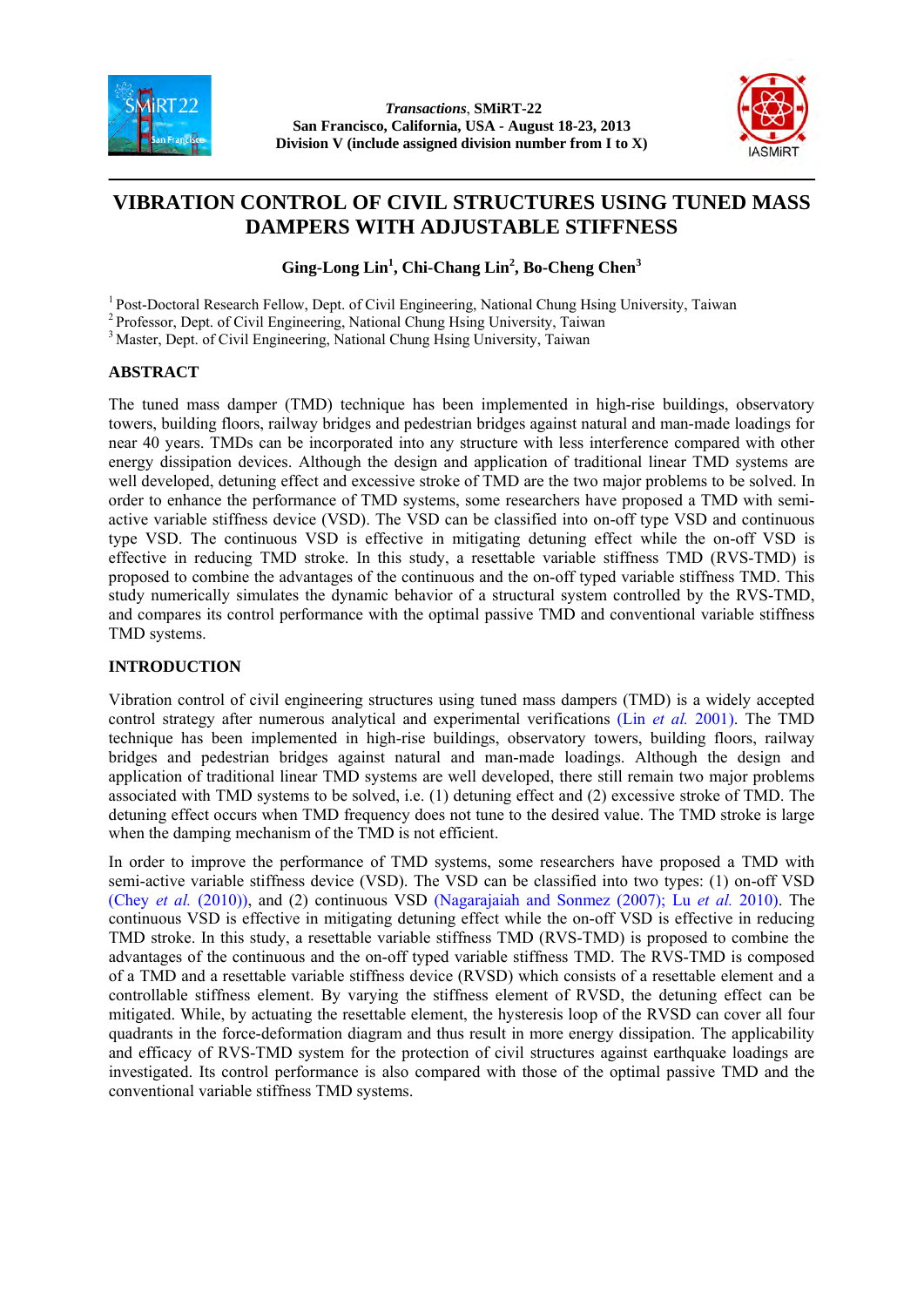# VIBRATION CONTROL OF CIVIL STRUCTURES USING TUNED MASS DAMPERS WITH ADJUSTABLE STIFFNESS

**Ging-Long Lin[1], Chi-Chang Lin[2], Bo-Cheng Chen[3]**

[1] Post-Doctoral Research Fellow, Dept. of Civil Engineering, National Chung Hsing University, Taiwan
[2] Professor, Dept. of Civil Engineering, National Chung Hsing University, Taiwan
[3] Master, Dept. of Civil Engineering, National Chung Hsing University, Taiwan

## ABSTRACT

The tuned mass damper (TMD) technique has been implemented in high-rise buildings, observatory towers, building floors, railway bridges and pedestrian bridges against natural and man-made loadings for near 40 years. TMDs can be incorporated into any structure with less interference compared with other energy dissipation devices. Although the design and application of traditional linear TMD systems are well developed, detuning effect and excessive stroke of TMD are the two major problems to be solved. In order to enhance the performance of TMD systems, some researchers have proposed a TMD with semi-active variable stiffness device (VSD). The VSD can be classified into on-off type VSD and continuous type VSD. The continuous VSD is effective in mitigating detuning effect while the on-off VSD is effective in reducing TMD stroke. In this study, a resettable variable stiffness TMD (RVS-TMD) is proposed to combine the advantages of the continuous and the on-off typed variable stiffness TMD. This study numerically simulates the dynamic behavior of a structural system controlled by the RVS-TMD, and compares its control performance with the optimal passive TMD and conventional variable stiffness TMD systems.

## INTRODUCTION

Vibration control of civil engineering structures using tuned mass dampers (TMD) is a widely accepted control strategy after numerous analytical and experimental verifications (Lin *et al.* 2001). The TMD technique has been implemented in high-rise buildings, observatory towers, building floors, railway bridges and pedestrian bridges against natural and man-made loadings. Although the design and application of traditional linear TMD systems are well developed, there still remain two major problems associated with TMD systems to be solved, i.e. (1) detuning effect and (2) excessive stroke of TMD. The detuning effect occurs when TMD frequency does not tune to the desired value. The TMD stroke is large when the damping mechanism of the TMD is not efficient.

In order to improve the performance of TMD systems, some researchers have proposed a TMD with semi-active variable stiffness device (VSD). The VSD can be classified into two types: (1) on-off VSD (Chey *et al.* (2010)), and (2) continuous VSD (Nagarajaiah and Sonmez (2007); Lu *et al.* 2010). The continuous VSD is effective in mitigating detuning effect while the on-off VSD is effective in reducing TMD stroke. In this study, a resettable variable stiffness TMD (RVS-TMD) is proposed to combine the advantages of the continuous and the on-off typed variable stiffness TMD. The RVS-TMD is composed of a TMD and a resettable variable stiffness device (RVSD) which consists of a resettable element and a controllable stiffness element. By varying the stiffness element of RVSD, the detuning effect can be mitigated. While, by actuating the resettable element, the hysteresis loop of the RVSD can cover all four quadrants in the force-deformation diagram and thus result in more energy dissipation. The applicability and efficacy of RVS-TMD system for the protection of civil structures against earthquake loadings are investigated. Its control performance is also compared with those of the optimal passive TMD and the conventional variable stiffness TMD systems.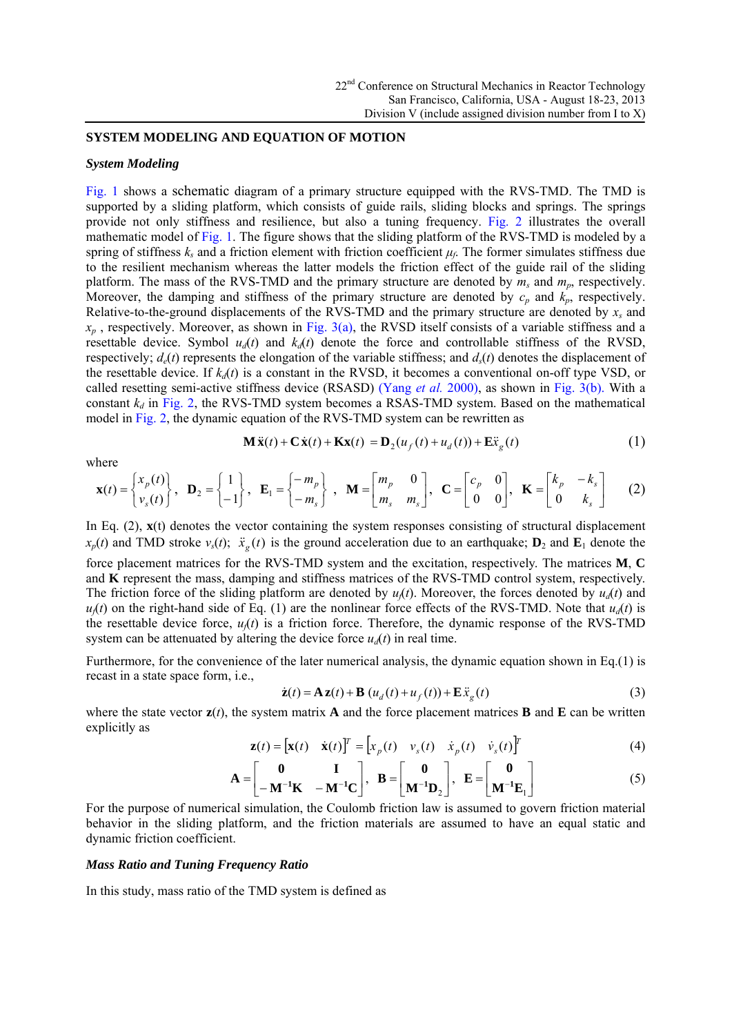## SYSTEM MODELING AND EQUATION OF MOTION

### *System Modeling*

Fig. 1 shows a schematic diagram of a primary structure equipped with the RVS-TMD. The TMD is supported by a sliding platform, which consists of guide rails, sliding blocks and springs. The springs provide not only stiffness and resilience, but also a tuning frequency. Fig. 2 illustrates the overall mathematic model of Fig. 1. The figure shows that the sliding platform of the RVS-TMD is modeled by a spring of stiffness $k_s$ and a friction element with friction coefficient $\mu_f$. The former simulates stiffness due to the resilient mechanism whereas the latter models the friction effect of the guide rail of the sliding platform. The mass of the RVS-TMD and the primary structure are denoted by $m_s$ and $m_p$, respectively. Moreover, the damping and stiffness of the primary structure are denoted by $c_p$ and $k_p$, respectively. Relative-to-the-ground displacements of the RVS-TMD and the primary structure are denoted by $x_s$ and $x_p$ , respectively. Moreover, as shown in Fig. 3(a), the RVSD itself consists of a variable stiffness and a resettable device. Symbol $u_d(t)$ and $k_d(t)$ denote the force and controllable stiffness of the RVSD, respectively; $d_e(t)$ represents the elongation of the variable stiffness; and $d_s(t)$ denotes the displacement of the resettable device. If $k_d(t)$ is a constant in the RVSD, it becomes a conventional on-off type VSD, or called resetting semi-active stiffness device (RSASD) (Yang *et al.* 2000), as shown in Fig. 3(b). With a constant $k_d$ in Fig. 2, the RVS-TMD system becomes a RSAS-TMD system. Based on the mathematical model in Fig. 2, the dynamic equation of the RVS-TMD system can be rewritten as

$$\mathbf{M}\ddot{\mathbf{x}}(t) + \mathbf{C}\dot{\mathbf{x}}(t) + \mathbf{K}\mathbf{x}(t) = \mathbf{D}_2(u_f(t) + u_d(t)) + \mathbf{E}\ddot{x}_g(t) \tag{1}$$

where

$$\mathbf{x}(t) = \begin{Bmatrix} x_p(t) \\ v_s(t) \end{Bmatrix},\ \mathbf{D}_2 = \begin{Bmatrix} 1 \\ -1 \end{Bmatrix},\ \mathbf{E}_1 = \begin{Bmatrix} -m_p \\ -m_s \end{Bmatrix},\ \mathbf{M} = \begin{bmatrix} m_p & 0 \\ m_s & m_s \end{bmatrix},\ \mathbf{C} = \begin{bmatrix} c_p & 0 \\ 0 & 0 \end{bmatrix},\ \mathbf{K} = \begin{bmatrix} k_p & -k_s \\ 0 & k_s \end{bmatrix} \tag{2}$$

In Eq. (2), $\mathbf{x}$(t) denotes the vector containing the system responses consisting of structural displacement $x_p(t)$ and TMD stroke $v_s(t)$; $\ddot{x}_g(t)$ is the ground acceleration due to an earthquake; $\mathbf{D}_2$ and $\mathbf{E}_1$ denote the force placement matrices for the RVS-TMD system and the excitation, respectively. The matrices $\mathbf{M}$, $\mathbf{C}$ and $\mathbf{K}$ represent the mass, damping and stiffness matrices of the RVS-TMD control system, respectively. The friction force of the sliding platform are denoted by $u_f(t)$. Moreover, the forces denoted by $u_d(t)$ and $u_f(t)$ on the right-hand side of Eq. (1) are the nonlinear force effects of the RVS-TMD. Note that $u_d(t)$ is the resettable device force, $u_f(t)$ is a friction force. Therefore, the dynamic response of the RVS-TMD system can be attenuated by altering the device force $u_d(t)$ in real time.

Furthermore, for the convenience of the later numerical analysis, the dynamic equation shown in Eq.(1) is recast in a state space form, i.e.,

$$\dot{\mathbf{z}}(t) = \mathbf{A}\,\mathbf{z}(t) + \mathbf{B}\,(u_d(t) + u_f(t)) + \mathbf{E}\ddot{x}_g(t) \tag{3}$$

where the state vector $\mathbf{z}(t)$, the system matrix $\mathbf{A}$ and the force placement matrices $\mathbf{B}$ and $\mathbf{E}$ can be written explicitly as

$$\mathbf{z}(t) = \begin{bmatrix} \mathbf{x}(t) & \dot{\mathbf{x}}(t) \end{bmatrix}^T = \begin{bmatrix} x_p(t) & v_s(t) & \dot{x}_p(t) & \dot{v}_s(t) \end{bmatrix}^T \tag{4}$$

$$\mathbf{A} = \begin{bmatrix} \mathbf{0} & \mathbf{I} \\ -\mathbf{M}^{-1}\mathbf{K} & -\mathbf{M}^{-1}\mathbf{C} \end{bmatrix},\ \mathbf{B} = \begin{bmatrix} \mathbf{0} \\ \mathbf{M}^{-1}\mathbf{D}_2 \end{bmatrix},\ \mathbf{E} = \begin{bmatrix} \mathbf{0} \\ \mathbf{M}^{-1}\mathbf{E}_1 \end{bmatrix} \tag{5}$$

For the purpose of numerical simulation, the Coulomb friction law is assumed to govern friction material behavior in the sliding platform, and the friction materials are assumed to have an equal static and dynamic friction coefficient.

### *Mass Ratio and Tuning Frequency Ratio*

In this study, mass ratio of the TMD system is defined as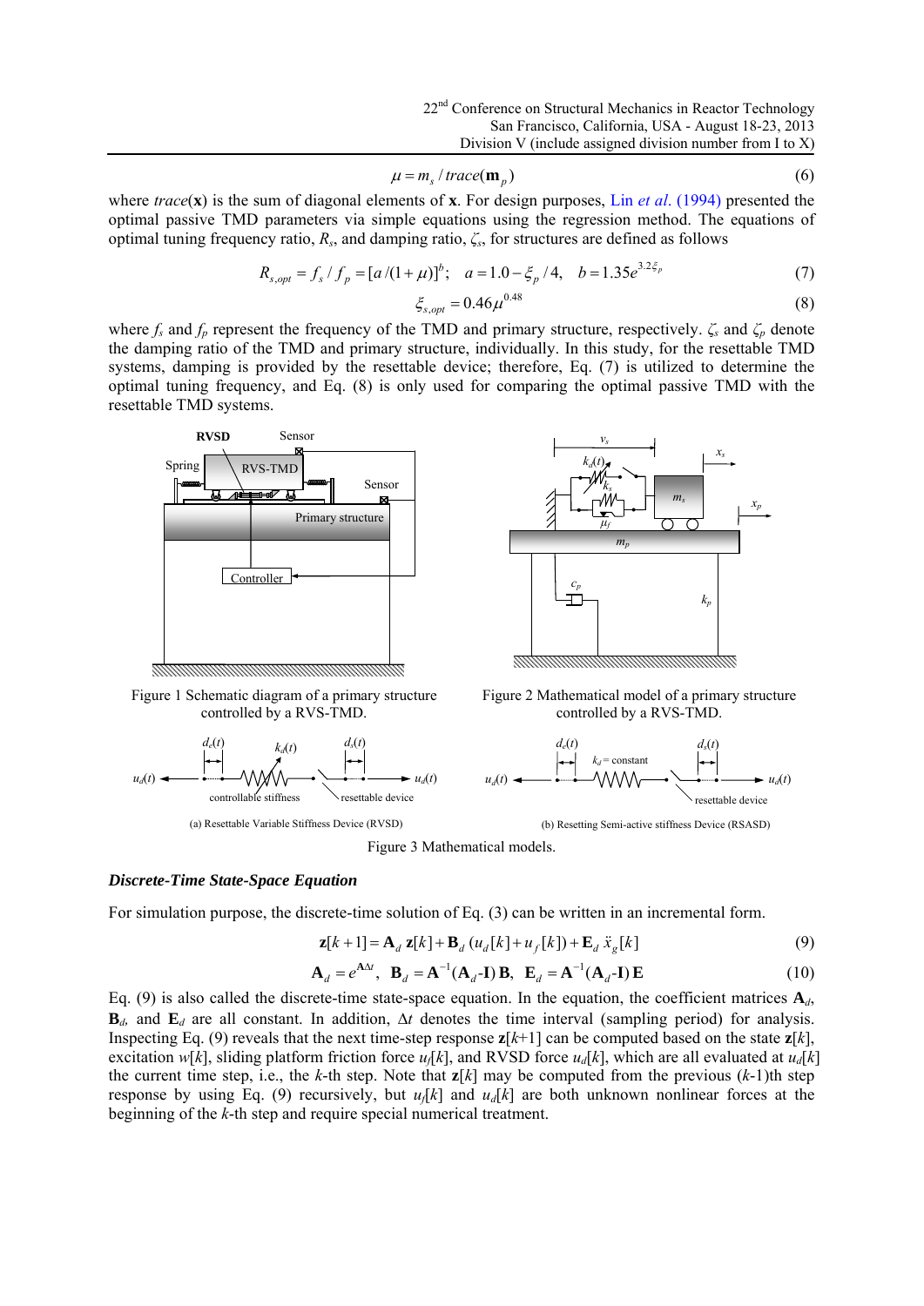$$\mu = m_s / trace(\mathbf{m}_p) \tag{6}$$

where $trace(\mathbf{x})$ is the sum of diagonal elements of $\mathbf{x}$. For design purposes, Lin *et al*. (1994) presented the optimal passive TMD parameters via simple equations using the regression method. The equations of optimal tuning frequency ratio, $R_s$, and damping ratio, $\zeta_s$, for structures are defined as follows

$$R_{s,opt} = f_s / f_p = [a/(1+\mu)]^b; \quad a = 1.0 - \xi_p/4, \quad b = 1.35e^{3.2\xi_p} \tag{7}$$

$$\xi_{s,opt} = 0.46\mu^{0.48} \tag{8}$$

where $f_s$ and $f_p$ represent the frequency of the TMD and primary structure, respectively. $\zeta_s$ and $\zeta_p$ denote the damping ratio of the TMD and primary structure, individually. In this study, for the resettable TMD systems, damping is provided by the resettable device; therefore, Eq. (7) is utilized to determine the optimal tuning frequency, and Eq. (8) is only used for comparing the optimal passive TMD with the resettable TMD systems.

Figure 1 Schematic diagram of a primary structure controlled by a RVS-TMD.

Figure 2 Mathematical model of a primary structure controlled by a RVS-TMD.

(a) Resettable Variable Stiffness Device (RVSD)

(b) Resetting Semi-active stiffness Device (RSASD)

Figure 3 Mathematical models.

### *Discrete-Time State-Space Equation*

For simulation purpose, the discrete-time solution of Eq. (3) can be written in an incremental form.

$$\mathbf{z}[k+1] = \mathbf{A}_d\,\mathbf{z}[k] + \mathbf{B}_d\,(u_d[k] + u_f[k]) + \mathbf{E}_d\,\ddot{x}_g[k] \tag{9}$$

$$\mathbf{A}_d = e^{\mathbf{A}\Delta t}, \;\; \mathbf{B}_d = \mathbf{A}^{-1}(\mathbf{A}_d\text{-}\mathbf{I})\,\mathbf{B}, \;\; \mathbf{E}_d = \mathbf{A}^{-1}(\mathbf{A}_d\text{-}\mathbf{I})\,\mathbf{E} \tag{10}$$

Eq. (9) is also called the discrete-time state-space equation. In the equation, the coefficient matrices $\mathbf{A}_d$, $\mathbf{B}_d$, and $\mathbf{E}_d$ are all constant. In addition, $\Delta t$ denotes the time interval (sampling period) for analysis. Inspecting Eq. (9) reveals that the next time-step response $\mathbf{z}[k+1]$ can be computed based on the state $\mathbf{z}[k]$, excitation $w[k]$, sliding platform friction force $u_f[k]$, and RVSD force $u_d[k]$, which are all evaluated at $u_d[k]$ the current time step, i.e., the $k$-th step. Note that $\mathbf{z}[k]$ may be computed from the previous ($k$-1)th step response by using Eq. (9) recursively, but $u_f[k]$ and $u_d[k]$ are both unknown nonlinear forces at the beginning of the $k$-th step and require special numerical treatment.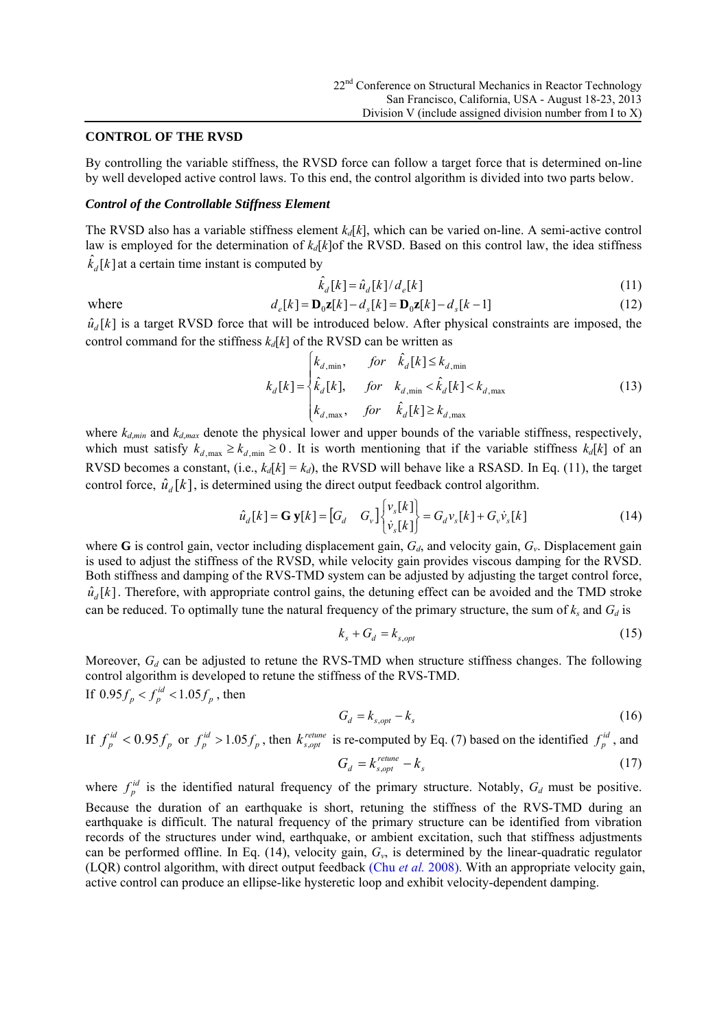## CONTROL OF THE RVSD

By controlling the variable stiffness, the RVSD force can follow a target force that is determined on-line by well developed active control laws. To this end, the control algorithm is divided into two parts below.

### *Control of the Controllable Stiffness Element*

The RVSD also has a variable stiffness element $k_d[k]$, which can be varied on-line. A semi-active control law is employed for the determination of $k_d[k]$of the RVSD. Based on this control law, the idea stiffness $\hat{k}_d[k]$ at a certain time instant is computed by

$$\hat{k}_d[k] = \hat{u}_d[k] / d_e[k] \tag{11}$$

where

$$d_e[k] = \mathbf{D}_0\mathbf{z}[k] - d_s[k] = \mathbf{D}_0\mathbf{z}[k] - d_s[k-1] \tag{12}$$

$\hat{u}_d[k]$ is a target RVSD force that will be introduced below. After physical constraints are imposed, the control command for the stiffness $k_d[k]$ of the RVSD can be written as

$$k_d[k] = \begin{cases} k_{d,\min}, & for \quad \hat{k}_d[k] \le k_{d,\min} \\ \hat{k}_d[k], & for \quad k_{d,\min} < \hat{k}_d[k] < k_{d,\max} \\ k_{d,\max}, & for \quad \hat{k}_d[k] \ge k_{d,\max} \end{cases} \tag{13}$$

where $k_{d,min}$ and $k_{d,max}$ denote the physical lower and upper bounds of the variable stiffness, respectively, which must satisfy $k_{d,\max} \ge k_{d,\min} \ge 0$. It is worth mentioning that if the variable stiffness $k_d[k]$ of an RVSD becomes a constant, (i.e., $k_d[k] = k_d$), the RVSD will behave like a RSASD. In Eq. (11), the target control force, $\hat{u}_d[k]$, is determined using the direct output feedback control algorithm.

$$\hat{u}_d[k] = \mathbf{G}\,\mathbf{y}[k] = \begin{bmatrix} G_d & G_v \end{bmatrix} \begin{Bmatrix} v_s[k] \\ \dot{v}_s[k] \end{Bmatrix} = G_d v_s[k] + G_v \dot{v}_s[k] \tag{14}$$

where $\mathbf{G}$ is control gain, vector including displacement gain, $G_d$, and velocity gain, $G_v$. Displacement gain is used to adjust the stiffness of the RVSD, while velocity gain provides viscous damping for the RVSD. Both stiffness and damping of the RVS-TMD system can be adjusted by adjusting the target control force, $\hat{u}_d[k]$. Therefore, with appropriate control gains, the detuning effect can be avoided and the TMD stroke can be reduced. To optimally tune the natural frequency of the primary structure, the sum of $k_s$ and $G_d$ is

$$k_s + G_d = k_{s,opt} \tag{15}$$

Moreover, $G_d$ can be adjusted to retune the RVS-TMD when structure stiffness changes. The following control algorithm is developed to retune the stiffness of the RVS-TMD.

If $0.95 f_p < f_p^{id} < 1.05 f_p$, then

$$G_d = k_{s,opt} - k_s \tag{16}$$

If $f_p^{id} < 0.95 f_p$ or $f_p^{id} > 1.05 f_p$, then $k_{s,opt}^{retune}$ is re-computed by Eq. (7) based on the identified $f_p^{id}$, and

$$G_d = k_{s,opt}^{retune} - k_s \tag{17}$$

where $f_p^{id}$ is the identified natural frequency of the primary structure. Notably, $G_d$ must be positive. Because the duration of an earthquake is short, retuning the stiffness of the RVS-TMD during an earthquake is difficult. The natural frequency of the primary structure can be identified from vibration records of the structures under wind, earthquake, or ambient excitation, such that stiffness adjustments can be performed offline. In Eq. (14), velocity gain, $G_v$, is determined by the linear-quadratic regulator (LQR) control algorithm, with direct output feedback (Chu *et al.* 2008). With an appropriate velocity gain, active control can produce an ellipse-like hysteretic loop and exhibit velocity-dependent damping.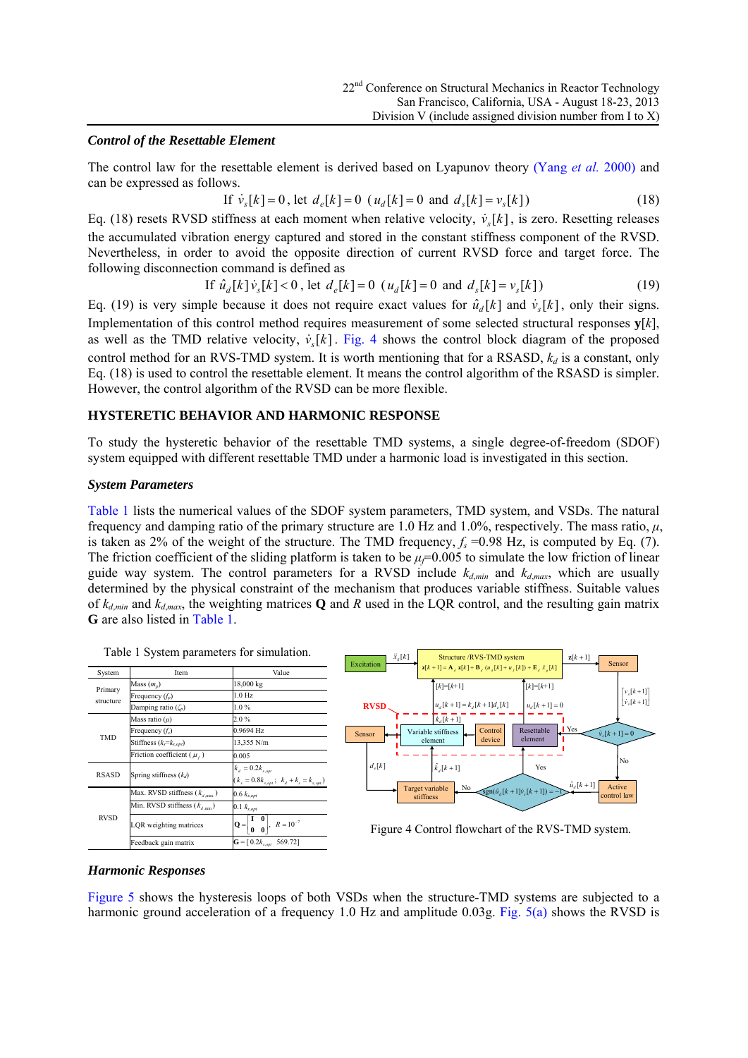### *Control of the Resettable Element*

The control law for the resettable element is derived based on Lyapunov theory (Yang *et al.* 2000) and can be expressed as follows.

$$\text{If } \dot{v}_s[k]=0\text{, let } d_e[k]=0 \;\; (u_d[k]=0 \text{ and } d_s[k]=v_s[k]) \tag{18}$$

Eq. (18) resets RVSD stiffness at each moment when relative velocity, $\dot{v}_s[k]$, is zero. Resetting releases the accumulated vibration energy captured and stored in the constant stiffness component of the RVSD. Nevertheless, in order to avoid the opposite direction of current RVSD force and target force. The following disconnection command is defined as

$$\text{If } \hat{u}_d[k]\,\dot{v}_s[k]<0\text{, let } d_e[k]=0 \;\; (u_d[k]=0 \text{ and } d_s[k]=v_s[k]) \tag{19}$$

Eq. (19) is very simple because it does not require exact values for $\hat{u}_d[k]$ and $\dot{v}_s[k]$, only their signs. Implementation of this control method requires measurement of some selected structural responses $\mathbf{y}[k]$, as well as the TMD relative velocity, $\dot{v}_s[k]$. Fig. 4 shows the control block diagram of the proposed control method for an RVS-TMD system. It is worth mentioning that for a RSASD, $k_d$ is a constant, only Eq. (18) is used to control the resettable element. It means the control algorithm of the RSASD is simpler. However, the control algorithm of the RVSD can be more flexible.

## HYSTERETIC BEHAVIOR AND HARMONIC RESPONSE

To study the hysteretic behavior of the resettable TMD systems, a single degree-of-freedom (SDOF) system equipped with different resettable TMD under a harmonic load is investigated in this section.

### *System Parameters*

Table 1 lists the numerical values of the SDOF system parameters, TMD system, and VSDs. The natural frequency and damping ratio of the primary structure are 1.0 Hz and 1.0%, respectively. The mass ratio, $\mu$, is taken as 2% of the weight of the structure. The TMD frequency, $f_s$ =0.98 Hz, is computed by Eq. (7). The friction coefficient of the sliding platform is taken to be $\mu_f$=0.005 to simulate the low friction of linear guide way system. The control parameters for a RVSD include $k_{d,min}$ and $k_{d,max}$, which are usually determined by the physical constraint of the mechanism that produces variable stiffness. Suitable values of $k_{d,min}$ and $k_{d,max}$, the weighting matrices $\mathbf{Q}$ and $R$ used in the LQR control, and the resulting gain matrix $\mathbf{G}$ are also listed in Table 1.

Table 1 System parameters for simulation.

| System | Item | Value |
|---|---|---|
| Primary structure | Mass ($m_p$) | 18,000 kg |
| | Frequency ($f_p$) | 1.0 Hz |
| | Damping ratio ($\zeta_p$) | 1.0 % |
| TMD | Mass ratio ($\mu$) | 2.0 % |
| | Frequency ($f_s$) | 0.9694 Hz |
| | Stiffness ($k_s$=$k_{s,opt}$) | 13,355 N/m |
| | Friction coefficient ($\mu_f$) | 0.005 |
| RSASD | Spring stiffness ($k_d$) | $k_d=0.2k_{s,opt}$ ($k_s=0.8k_{s,opt}$; $k_d+k_s=k_{s,opt}$) |
| RVSD | Max. RVSD stiffness ($k_{d,max}$) | 0.6 $k_{s,opt}$ |
| | Min. RVSD stiffness ($k_{d,min}$) | 0.1 $k_{s,opt}$ |
| | LQR weighting matrices | $\mathbf{Q}=\begin{bmatrix}\mathbf{I} & \mathbf{0}\\ \mathbf{0} & \mathbf{0}\end{bmatrix}$, $R=10^{-7}$ |
| | Feedback gain matrix | $\mathbf{G}=[\,0.2k_{s,opt} \quad 569.72\,]$ |

Figure 4 Control flowchart of the RVS-TMD system.

### *Harmonic Responses*

Figure 5 shows the hysteresis loops of both VSDs when the structure-TMD systems are subjected to a harmonic ground acceleration of a frequency 1.0 Hz and amplitude 0.03g. Fig. 5(a) shows the RVSD is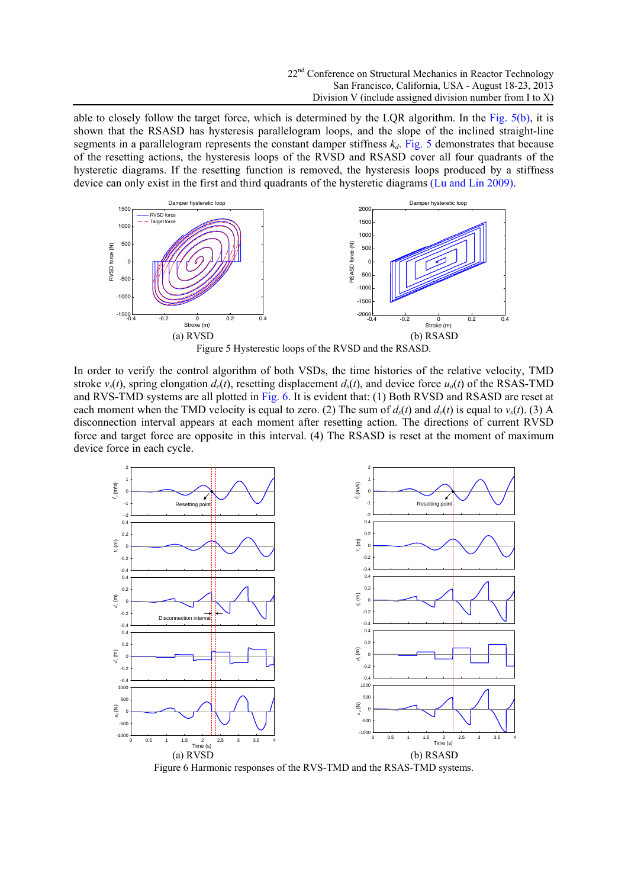able to closely follow the target force, which is determined by the LQR algorithm. In the Fig. 5(b), it is shown that the RSASD has hysteresis parallelogram loops, and the slope of the inclined straight-line segments in a parallelogram represents the constant damper stiffness $k_d$. Fig. 5 demonstrates that because of the resetting actions, the hysteresis loops of the RVSD and RSASD cover all four quadrants of the hysteretic diagrams. If the resetting function is removed, the hysteresis loops produced by a stiffness device can only exist in the first and third quadrants of the hysteretic diagrams (Lu and Lin 2009).

(a) RVSD (b) RSASD

Figure 5 Hysterestic loops of the RVSD and the RSASD.

In order to verify the control algorithm of both VSDs, the time histories of the relative velocity, TMD stroke $v_s(t)$, spring elongation $d_e(t)$, resetting displacement $d_s(t)$, and device force $u_d(t)$ of the RSAS-TMD and RVS-TMD systems are all plotted in Fig. 6. It is evident that: (1) Both RVSD and RSASD are reset at each moment when the TMD velocity is equal to zero. (2) The sum of $d_s(t)$ and $d_e(t)$ is equal to $v_s(t)$. (3) A disconnection interval appears at each moment after resetting action. The directions of current RVSD force and target force are opposite in this interval. (4) The RSASD is reset at the moment of maximum device force in each cycle.

(a) RVSD (b) RSASD

Figure 6 Harmonic responses of the RVS-TMD and the RSAS-TMD systems.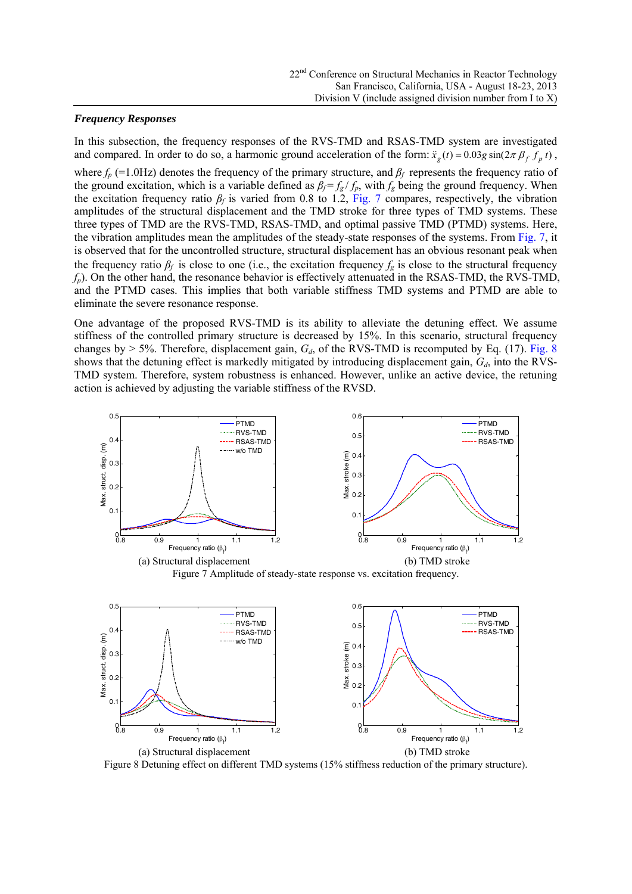### *Frequency Responses*

In this subsection, the frequency responses of the RVS-TMD and RSAS-TMD system are investigated and compared. In order to do so, a harmonic ground acceleration of the form: $\ddot{x}_g(t) = 0.03g\sin(2\pi\beta_f f_p t)$, where $f_p$ (=1.0Hz) denotes the frequency of the primary structure, and $\beta_f$ represents the frequency ratio of the ground excitation, which is a variable defined as $\beta_f = f_g / f_p$, with $f_g$ being the ground frequency. When the excitation frequency ratio $\beta_f$ is varied from 0.8 to 1.2, Fig. 7 compares, respectively, the vibration amplitudes of the structural displacement and the TMD stroke for three types of TMD systems. These three types of TMD are the RVS-TMD, RSAS-TMD, and optimal passive TMD (PTMD) systems. Here, the vibration amplitudes mean the amplitudes of the steady-state responses of the systems. From Fig. 7, it is observed that for the uncontrolled structure, structural displacement has an obvious resonant peak when the frequency ratio $\beta_f$ is close to one (i.e., the excitation frequency $f_g$ is close to the structural frequency $f_p$). On the other hand, the resonance behavior is effectively attenuated in the RSAS-TMD, the RVS-TMD, and the PTMD cases. This implies that both variable stiffness TMD systems and PTMD are able to eliminate the severe resonance response.

One advantage of the proposed RVS-TMD is its ability to alleviate the detuning effect. We assume stiffness of the controlled primary structure is decreased by 15%. In this scenario, structural frequency changes by > 5%. Therefore, displacement gain, $G_d$, of the RVS-TMD is recomputed by Eq. (17). Fig. 8 shows that the detuning effect is markedly mitigated by introducing displacement gain, $G_d$, into the RVS-TMD system. Therefore, system robustness is enhanced. However, unlike an active device, the retuning action is achieved by adjusting the variable stiffness of the RVSD.

(a) Structural displacement (b) TMD stroke

Figure 7 Amplitude of steady-state response vs. excitation frequency.

(a) Structural displacement (b) TMD stroke

Figure 8 Detuning effect on different TMD systems (15% stiffness reduction of the primary structure).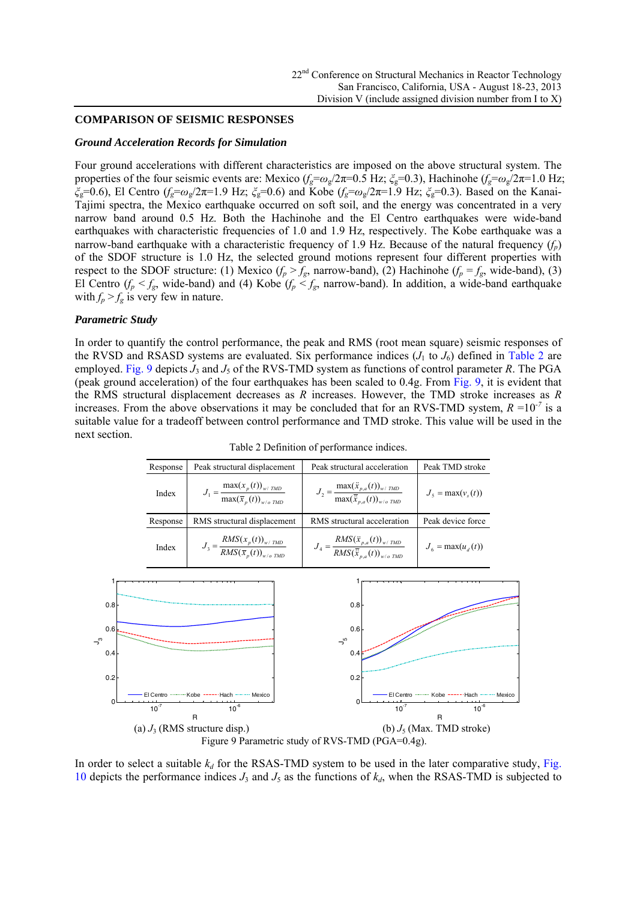## COMPARISON OF SEISMIC RESPONSES

### *Ground Acceleration Records for Simulation*

Four ground accelerations with different characteristics are imposed on the above structural system. The properties of the four seismic events are: Mexico ($f_g$=$\omega_g$/2π=0.5 Hz; $\xi_g$=0.3), Hachinohe ($f_g$=$\omega_g$/2π=1.0 Hz; $\xi_g$=0.6), El Centro ($f_g$=$\omega_g$/2π=1.9 Hz; $\xi_g$=0.6) and Kobe ($f_g$=$\omega_g$/2π=1.9 Hz; $\xi_g$=0.3). Based on the Kanai-Tajimi spectra, the Mexico earthquake occurred on soft soil, and the energy was concentrated in a very narrow band around 0.5 Hz. Both the Hachinohe and the El Centro earthquakes were wide-band earthquakes with characteristic frequencies of 1.0 and 1.9 Hz, respectively. The Kobe earthquake was a narrow-band earthquake with a characteristic frequency of 1.9 Hz. Because of the natural frequency ($f_p$) of the SDOF structure is 1.0 Hz, the selected ground motions represent four different properties with respect to the SDOF structure: (1) Mexico ($f_p > f_g$, narrow-band), (2) Hachinohe ($f_p = f_g$, wide-band), (3) El Centro ($f_p < f_g$, wide-band) and (4) Kobe ($f_p < f_g$, narrow-band). In addition, a wide-band earthquake with $f_p > f_g$ is very few in nature.

### *Parametric Study*

In order to quantify the control performance, the peak and RMS (root mean square) seismic responses of the RVSD and RSASD systems are evaluated. Six performance indices ($J_1$ to $J_6$) defined in Table 2 are employed. Fig. 9 depicts $J_3$ and $J_5$ of the RVS-TMD system as functions of control parameter $R$. The PGA (peak ground acceleration) of the four earthquakes has been scaled to 0.4g. From Fig. 9, it is evident that the RMS structural displacement decreases as $R$ increases. However, the TMD stroke increases as $R$ increases. From the above observations it may be concluded that for an RVS-TMD system, $R$ =$10^{-7}$ is a suitable value for a tradeoff between control performance and TMD stroke. This value will be used in the next section.

Table 2 Definition of performance indices.

| Response | Peak structural displacement | Peak structural acceleration | Peak TMD stroke |
|---|---|---|---|
| Index | $J_1 = \dfrac{\max(x_p(t))_{w/\ TMD}}{\max(\bar{x}_p(t))_{w/o\ TMD}}$ | $J_2 = \dfrac{\max(\ddot{x}_{p,a}(t))_{w/\ TMD}}{\max(\ddot{\bar{x}}_{p,a}(t))_{w/o\ TMD}}$ | $J_5 = \max(v_s(t))$ |
| **Response** | **RMS structural displacement** | **RMS structural acceleration** | **Peak device force** |
| Index | $J_3 = \dfrac{RMS(x_p(t))_{w/\ TMD}}{RMS(\bar{x}_p(t))_{w/o\ TMD}}$ | $J_4 = \dfrac{RMS(\ddot{x}_{p,a}(t))_{w/\ TMD}}{RMS(\ddot{\bar{x}}_{p,a}(t))_{w/o\ TMD}}$ | $J_6 = \max(u_d(t))$ |

(a) $J_3$ (RMS structure disp.)

(b) $J_5$ (Max. TMD stroke)

Figure 9 Parametric study of RVS-TMD (PGA=0.4g).

In order to select a suitable $k_d$ for the RSAS-TMD system to be used in the later comparative study, Fig. 10 depicts the performance indices $J_3$ and $J_5$ as the functions of $k_d$, when the RSAS-TMD is subjected to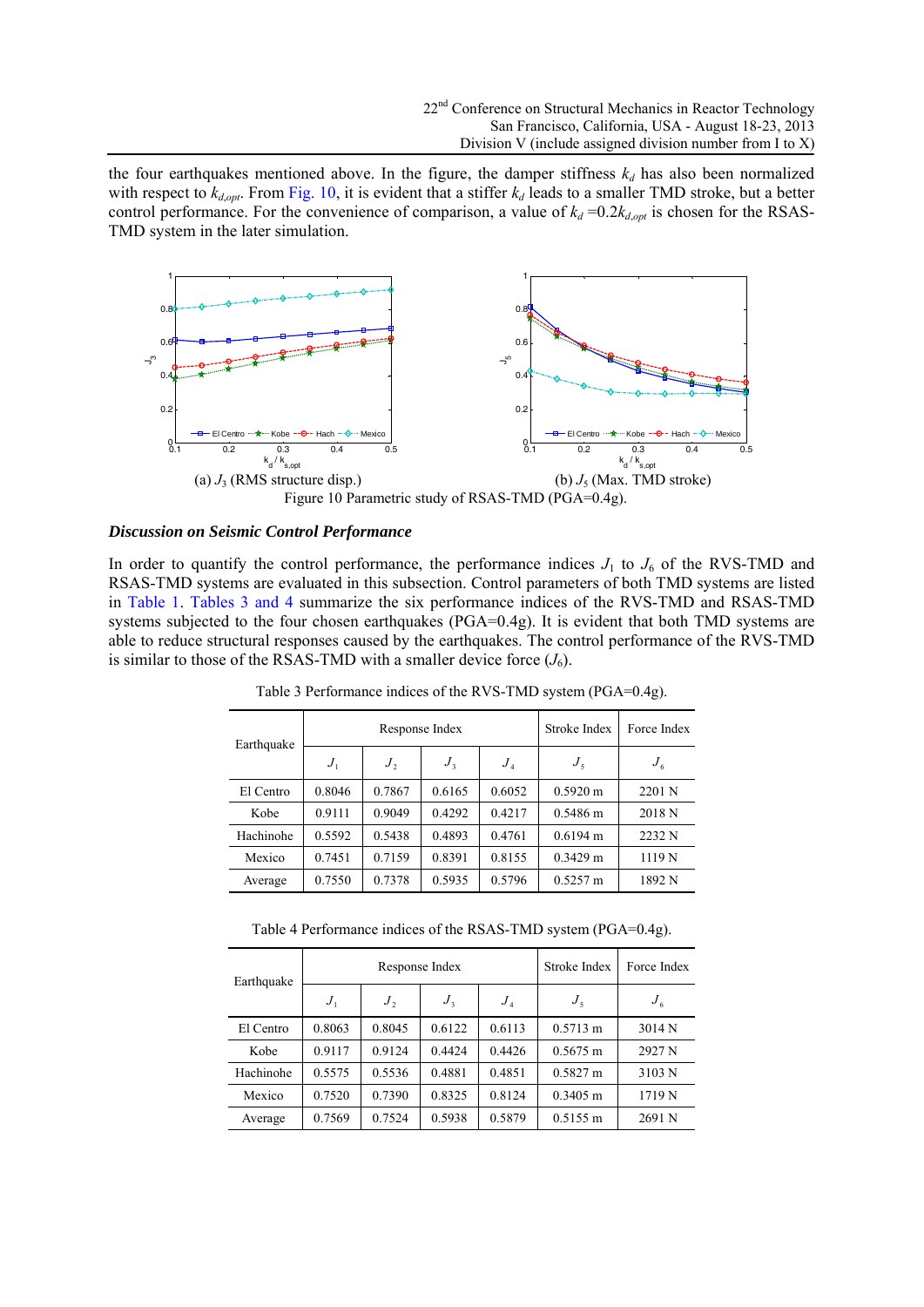the four earthquakes mentioned above. In the figure, the damper stiffness $k_d$ has also been normalized with respect to $k_{d,opt}$. From Fig. 10, it is evident that a stiffer $k_d$ leads to a smaller TMD stroke, but a better control performance. For the convenience of comparison, a value of $k_d$ =0.2$k_{d,opt}$ is chosen for the RSAS-TMD system in the later simulation.

(a) $J_3$ (RMS structure disp.) (b) $J_5$ (Max. TMD stroke)

Figure 10 Parametric study of RSAS-TMD (PGA=0.4g).

### *Discussion on Seismic Control Performance*

In order to quantify the control performance, the performance indices $J_1$ to $J_6$ of the RVS-TMD and RSAS-TMD systems are evaluated in this subsection. Control parameters of both TMD systems are listed in Table 1. Tables 3 and 4 summarize the six performance indices of the RVS-TMD and RSAS-TMD systems subjected to the four chosen earthquakes (PGA=0.4g). It is evident that both TMD systems are able to reduce structural responses caused by the earthquakes. The control performance of the RVS-TMD is similar to those of the RSAS-TMD with a smaller device force ($J_6$).

Table 3 Performance indices of the RVS-TMD system (PGA=0.4g).

| Earthquake | Response Index | | | | Stroke Index | Force Index |
|---|---|---|---|---|---|---|
| | $J_1$ | $J_2$ | $J_3$ | $J_4$ | $J_5$ | $J_6$ |
| El Centro | 0.8046 | 0.7867 | 0.6165 | 0.6052 | 0.5920 m | 2201 N |
| Kobe | 0.9111 | 0.9049 | 0.4292 | 0.4217 | 0.5486 m | 2018 N |
| Hachinohe | 0.5592 | 0.5438 | 0.4893 | 0.4761 | 0.6194 m | 2232 N |
| Mexico | 0.7451 | 0.7159 | 0.8391 | 0.8155 | 0.3429 m | 1119 N |
| Average | 0.7550 | 0.7378 | 0.5935 | 0.5796 | 0.5257 m | 1892 N |

Table 4 Performance indices of the RSAS-TMD system (PGA=0.4g).

| Earthquake | Response Index | | | | Stroke Index | Force Index |
|---|---|---|---|---|---|---|
| | $J_1$ | $J_2$ | $J_3$ | $J_4$ | $J_5$ | $J_6$ |
| El Centro | 0.8063 | 0.8045 | 0.6122 | 0.6113 | 0.5713 m | 3014 N |
| Kobe | 0.9117 | 0.9124 | 0.4424 | 0.4426 | 0.5675 m | 2927 N |
| Hachinohe | 0.5575 | 0.5536 | 0.4881 | 0.4851 | 0.5827 m | 3103 N |
| Mexico | 0.7520 | 0.7390 | 0.8325 | 0.8124 | 0.3405 m | 1719 N |
| Average | 0.7569 | 0.7524 | 0.5938 | 0.5879 | 0.5155 m | 2691 N |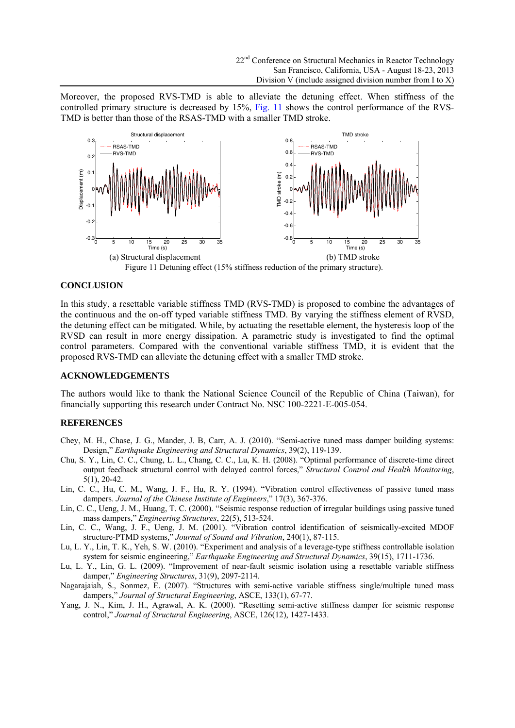Moreover, the proposed RVS-TMD is able to alleviate the detuning effect. When stiffness of the controlled primary structure is decreased by 15%, Fig. 11 shows the control performance of the RVS-TMD is better than those of the RSAS-TMD with a smaller TMD stroke.

Structural displacement

RSAS-TMD
RVS-TMD

Displacement (m)

0.3
0.2
0.1
0
-0.1
-0.2
-0.3

0 5 10 15 20 25 30 35

Time (s)

(a) Structural displacement

TMD stroke

RSAS-TMD
RVS-TMD

TMD stroke (m)

0.8
0.6
0.4
0.2
0
-0.2
-0.4
-0.6
-0.8

0 5 10 15 20 25 30 35

Time (s)

(b) TMD stroke

Figure 11 Detuning effect (15% stiffness reduction of the primary structure).

## CONCLUSION

In this study, a resettable variable stiffness TMD (RVS-TMD) is proposed to combine the advantages of the continuous and the on-off typed variable stiffness TMD. By varying the stiffness element of RVSD, the detuning effect can be mitigated. While, by actuating the resettable element, the hysteresis loop of the RVSD can result in more energy dissipation. A parametric study is investigated to find the optimal control parameters. Compared with the conventional variable stiffness TMD, it is evident that the proposed RVS-TMD can alleviate the detuning effect with a smaller TMD stroke.

## ACKNOWLEDGEMENTS

The authors would like to thank the National Science Council of the Republic of China (Taiwan), for financially supporting this research under Contract No. NSC 100-2221-E-005-054.

## REFERENCES

Chey, M. H., Chase, J. G., Mander, J. B, Carr, A. J. (2010). "Semi-active tuned mass damper building systems: Design," *Earthquake Engineering and Structural Dynamics*, 39(2), 119-139.

Chu, S. Y., Lin, C. C., Chung, L. L., Chang, C. C., Lu, K. H. (2008). "Optimal performance of discrete-time direct output feedback structural control with delayed control forces," *Structural Control and Health Monitoring*, 5(1), 20-42.

Lin, C. C., Hu, C. M., Wang, J. F., Hu, R. Y. (1994). "Vibration control effectiveness of passive tuned mass dampers. *Journal of the Chinese Institute of Engineers*," 17(3), 367-376.

Lin, C. C., Ueng, J. M., Huang, T. C. (2000). "Seismic response reduction of irregular buildings using passive tuned mass dampers," *Engineering Structures*, 22(5), 513-524.

Lin, C. C., Wang, J. F., Ueng, J. M. (2001). "Vibration control identification of seismically-excited MDOF structure-PTMD systems," *Journal of Sound and Vibration*, 240(1), 87-115.

Lu, L. Y., Lin, T. K., Yeh, S. W. (2010). "Experiment and analysis of a leverage-type stiffness controllable isolation system for seismic engineering," *Earthquake Engineering and Structural Dynamics*, 39(15), 1711-1736.

Lu, L. Y., Lin, G. L. (2009). "Improvement of near-fault seismic isolation using a resettable variable stiffness damper," *Engineering Structures*, 31(9), 2097-2114.

Nagarajaiah, S., Sonmez, E. (2007). "Structures with semi-active variable stiffness single/multiple tuned mass dampers," *Journal of Structural Engineering*, ASCE, 133(1), 67-77.

Yang, J. N., Kim, J. H., Agrawal, A. K. (2000). "Resetting semi-active stiffness damper for seismic response control," *Journal of Structural Engineering*, ASCE, 126(12), 1427-1433.